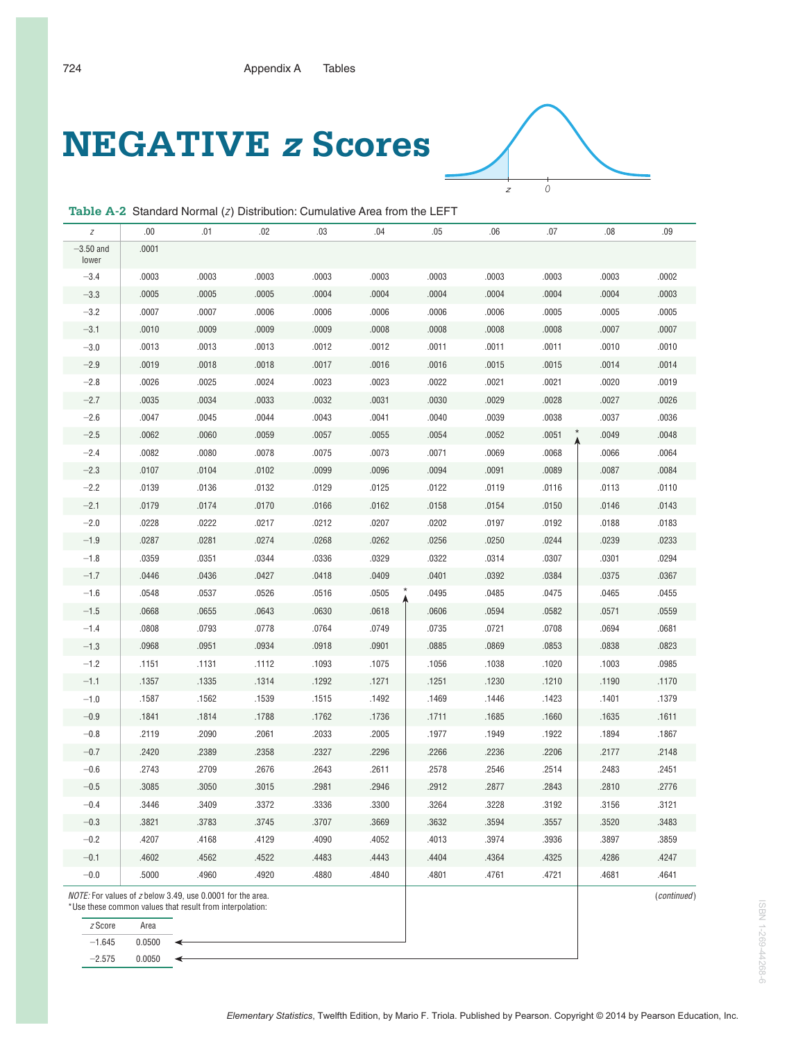# NEGATIVE *z* Scores

**Table A-2** Standard Normal (*z*) Distribution: Cumulative Area from the LEFT

| *z* | .00 | .01 | .02 | .03 | .04 | .05 | .06 | .07 | .08 | .09 |
|---|---|---|---|---|---|---|---|---|---|---|
| −3.50 and lower | .0001 | | | | | | | | | |
| −3.4 | .0003 | .0003 | .0003 | .0003 | .0003 | .0003 | .0003 | .0003 | .0003 | .0002 |
| −3.3 | .0005 | .0005 | .0005 | .0004 | .0004 | .0004 | .0004 | .0004 | .0004 | .0003 |
| −3.2 | .0007 | .0007 | .0006 | .0006 | .0006 | .0006 | .0006 | .0005 | .0005 | .0005 |
| −3.1 | .0010 | .0009 | .0009 | .0009 | .0008 | .0008 | .0008 | .0008 | .0007 | .0007 |
| −3.0 | .0013 | .0013 | .0013 | .0012 | .0012 | .0011 | .0011 | .0011 | .0010 | .0010 |
| −2.9 | .0019 | .0018 | .0018 | .0017 | .0016 | .0016 | .0015 | .0015 | .0014 | .0014 |
| −2.8 | .0026 | .0025 | .0024 | .0023 | .0023 | .0022 | .0021 | .0021 | .0020 | .0019 |
| −2.7 | .0035 | .0034 | .0033 | .0032 | .0031 | .0030 | .0029 | .0028 | .0027 | .0026 |
| −2.6 | .0047 | .0045 | .0044 | .0043 | .0041 | .0040 | .0039 | .0038 | .0037 | .0036 |
| −2.5 | .0062 | .0060 | .0059 | .0057 | .0055 | .0054 | .0052 | .0051 * | .0049 | .0048 |
| −2.4 | .0082 | .0080 | .0078 | .0075 | .0073 | .0071 | .0069 | .0068 | .0066 | .0064 |
| −2.3 | .0107 | .0104 | .0102 | .0099 | .0096 | .0094 | .0091 | .0089 | .0087 | .0084 |
| −2.2 | .0139 | .0136 | .0132 | .0129 | .0125 | .0122 | .0119 | .0116 | .0113 | .0110 |
| −2.1 | .0179 | .0174 | .0170 | .0166 | .0162 | .0158 | .0154 | .0150 | .0146 | .0143 |
| −2.0 | .0228 | .0222 | .0217 | .0212 | .0207 | .0202 | .0197 | .0192 | .0188 | .0183 |
| −1.9 | .0287 | .0281 | .0274 | .0268 | .0262 | .0256 | .0250 | .0244 | .0239 | .0233 |
| −1.8 | .0359 | .0351 | .0344 | .0336 | .0329 | .0322 | .0314 | .0307 | .0301 | .0294 |
| −1.7 | .0446 | .0436 | .0427 | .0418 | .0409 | .0401 | .0392 | .0384 | .0375 | .0367 |
| −1.6 | .0548 | .0537 | .0526 | .0516 | .0505 * | .0495 | .0485 | .0475 | .0465 | .0455 |
| −1.5 | .0668 | .0655 | .0643 | .0630 | .0618 | .0606 | .0594 | .0582 | .0571 | .0559 |
| −1.4 | .0808 | .0793 | .0778 | .0764 | .0749 | .0735 | .0721 | .0708 | .0694 | .0681 |
| −1.3 | .0968 | .0951 | .0934 | .0918 | .0901 | .0885 | .0869 | .0853 | .0838 | .0823 |
| −1.2 | .1151 | .1131 | .1112 | .1093 | .1075 | .1056 | .1038 | .1020 | .1003 | .0985 |
| −1.1 | .1357 | .1335 | .1314 | .1292 | .1271 | .1251 | .1230 | .1210 | .1190 | .1170 |
| −1.0 | .1587 | .1562 | .1539 | .1515 | .1492 | .1469 | .1446 | .1423 | .1401 | .1379 |
| −0.9 | .1841 | .1814 | .1788 | .1762 | .1736 | .1711 | .1685 | .1660 | .1635 | .1611 |
| −0.8 | .2119 | .2090 | .2061 | .2033 | .2005 | .1977 | .1949 | .1922 | .1894 | .1867 |
| −0.7 | .2420 | .2389 | .2358 | .2327 | .2296 | .2266 | .2236 | .2206 | .2177 | .2148 |
| −0.6 | .2743 | .2709 | .2676 | .2643 | .2611 | .2578 | .2546 | .2514 | .2483 | .2451 |
| −0.5 | .3085 | .3050 | .3015 | .2981 | .2946 | .2912 | .2877 | .2843 | .2810 | .2776 |
| −0.4 | .3446 | .3409 | .3372 | .3336 | .3300 | .3264 | .3228 | .3192 | .3156 | .3121 |
| −0.3 | .3821 | .3783 | .3745 | .3707 | .3669 | .3632 | .3594 | .3557 | .3520 | .3483 |
| −0.2 | .4207 | .4168 | .4129 | .4090 | .4052 | .4013 | .3974 | .3936 | .3897 | .3859 |
| −0.1 | .4602 | .4562 | .4522 | .4483 | .4443 | .4404 | .4364 | .4325 | .4286 | .4247 |
| −0.0 | .5000 | .4960 | .4920 | .4880 | .4840 | .4801 | .4761 | .4721 | .4681 | .4641 |

*NOTE:* For values of *z* below 3.49, use 0.0001 for the area.

*Use these common values that result from interpolation:

| *z* Score | Area |
|---|---|
| −1.645 | 0.0500 |
| −2.575 | 0.0050 |

(*continued*)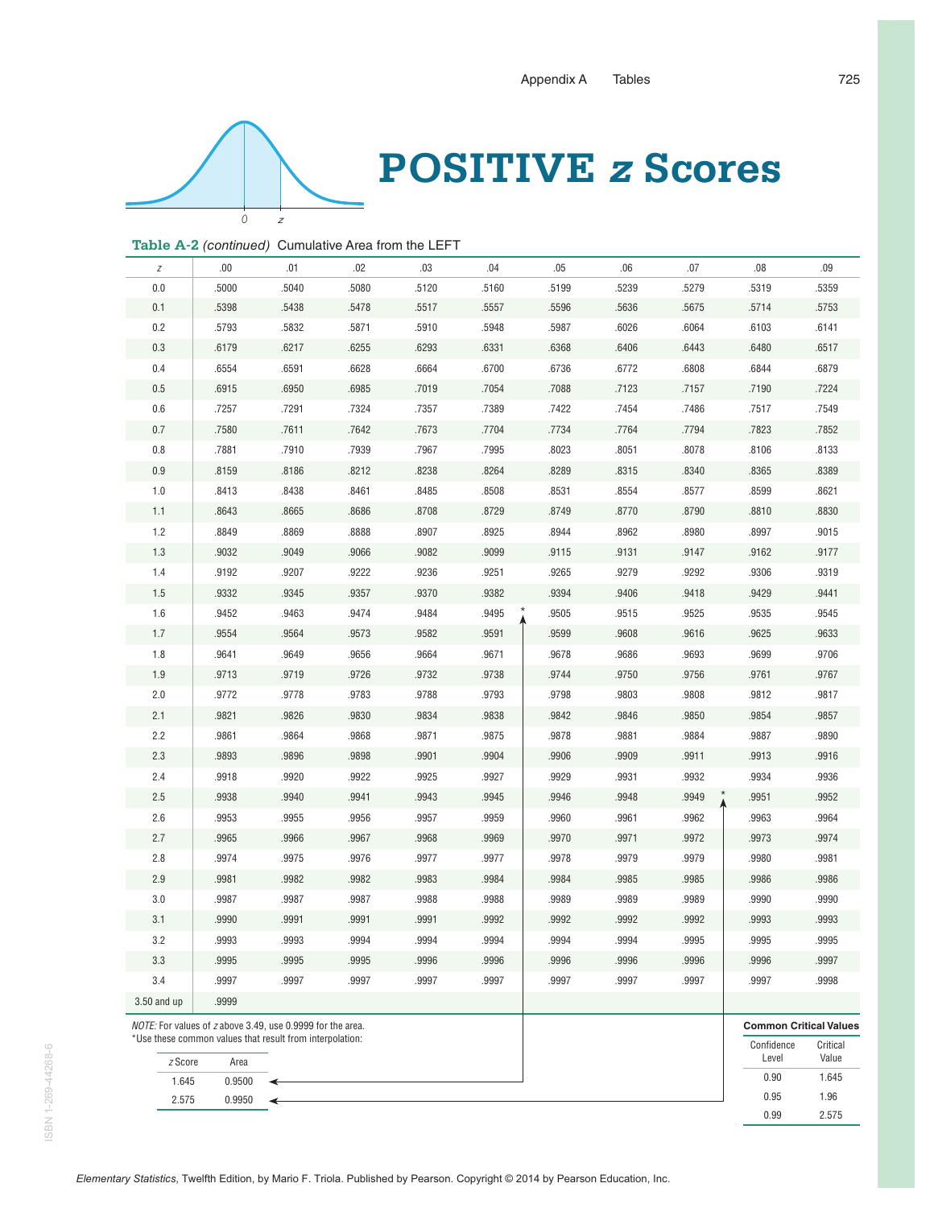# POSITIVE $z$ Scores

**Table A-2** *(continued)* Cumulative Area from the LEFT

| $z$ | .00 | .01 | .02 | .03 | .04 | .05 | .06 | .07 | .08 | .09 |
|---|---|---|---|---|---|---|---|---|---|---|
| 0.0 | .5000 | .5040 | .5080 | .5120 | .5160 | .5199 | .5239 | .5279 | .5319 | .5359 |
| 0.1 | .5398 | .5438 | .5478 | .5517 | .5557 | .5596 | .5636 | .5675 | .5714 | .5753 |
| 0.2 | .5793 | .5832 | .5871 | .5910 | .5948 | .5987 | .6026 | .6064 | .6103 | .6141 |
| 0.3 | .6179 | .6217 | .6255 | .6293 | .6331 | .6368 | .6406 | .6443 | .6480 | .6517 |
| 0.4 | .6554 | .6591 | .6628 | .6664 | .6700 | .6736 | .6772 | .6808 | .6844 | .6879 |
| 0.5 | .6915 | .6950 | .6985 | .7019 | .7054 | .7088 | .7123 | .7157 | .7190 | .7224 |
| 0.6 | .7257 | .7291 | .7324 | .7357 | .7389 | .7422 | .7454 | .7486 | .7517 | .7549 |
| 0.7 | .7580 | .7611 | .7642 | .7673 | .7704 | .7734 | .7764 | .7794 | .7823 | .7852 |
| 0.8 | .7881 | .7910 | .7939 | .7967 | .7995 | .8023 | .8051 | .8078 | .8106 | .8133 |
| 0.9 | .8159 | .8186 | .8212 | .8238 | .8264 | .8289 | .8315 | .8340 | .8365 | .8389 |
| 1.0 | .8413 | .8438 | .8461 | .8485 | .8508 | .8531 | .8554 | .8577 | .8599 | .8621 |
| 1.1 | .8643 | .8665 | .8686 | .8708 | .8729 | .8749 | .8770 | .8790 | .8810 | .8830 |
| 1.2 | .8849 | .8869 | .8888 | .8907 | .8925 | .8944 | .8962 | .8980 | .8997 | .9015 |
| 1.3 | .9032 | .9049 | .9066 | .9082 | .9099 | .9115 | .9131 | .9147 | .9162 | .9177 |
| 1.4 | .9192 | .9207 | .9222 | .9236 | .9251 | .9265 | .9279 | .9292 | .9306 | .9319 |
| 1.5 | .9332 | .9345 | .9357 | .9370 | .9382 | .9394 | .9406 | .9418 | .9429 | .9441 |
| 1.6 | .9452 | .9463 | .9474 | .9484 | .9495 * | .9505 | .9515 | .9525 | .9535 | .9545 |
| 1.7 | .9554 | .9564 | .9573 | .9582 | .9591 | .9599 | .9608 | .9616 | .9625 | .9633 |
| 1.8 | .9641 | .9649 | .9656 | .9664 | .9671 | .9678 | .9686 | .9693 | .9699 | .9706 |
| 1.9 | .9713 | .9719 | .9726 | .9732 | .9738 | .9744 | .9750 | .9756 | .9761 | .9767 |
| 2.0 | .9772 | .9778 | .9783 | .9788 | .9793 | .9798 | .9803 | .9808 | .9812 | .9817 |
| 2.1 | .9821 | .9826 | .9830 | .9834 | .9838 | .9842 | .9846 | .9850 | .9854 | .9857 |
| 2.2 | .9861 | .9864 | .9868 | .9871 | .9875 | .9878 | .9881 | .9884 | .9887 | .9890 |
| 2.3 | .9893 | .9896 | .9898 | .9901 | .9904 | .9906 | .9909 | .9911 | .9913 | .9916 |
| 2.4 | .9918 | .9920 | .9922 | .9925 | .9927 | .9929 | .9931 | .9932 | .9934 | .9936 |
| 2.5 | .9938 | .9940 | .9941 | .9943 | .9945 | .9946 | .9948 | .9949 * | .9951 | .9952 |
| 2.6 | .9953 | .9955 | .9956 | .9957 | .9959 | .9960 | .9961 | .9962 | .9963 | .9964 |
| 2.7 | .9965 | .9966 | .9967 | .9968 | .9969 | .9970 | .9971 | .9972 | .9973 | .9974 |
| 2.8 | .9974 | .9975 | .9976 | .9977 | .9977 | .9978 | .9979 | .9979 | .9980 | .9981 |
| 2.9 | .9981 | .9982 | .9982 | .9983 | .9984 | .9984 | .9985 | .9985 | .9986 | .9986 |
| 3.0 | .9987 | .9987 | .9987 | .9988 | .9988 | .9989 | .9989 | .9989 | .9990 | .9990 |
| 3.1 | .9990 | .9991 | .9991 | .9991 | .9992 | .9992 | .9992 | .9992 | .9993 | .9993 |
| 3.2 | .9993 | .9993 | .9994 | .9994 | .9994 | .9994 | .9994 | .9995 | .9995 | .9995 |
| 3.3 | .9995 | .9995 | .9995 | .9996 | .9996 | .9996 | .9996 | .9996 | .9996 | .9997 |
| 3.4 | .9997 | .9997 | .9997 | .9997 | .9997 | .9997 | .9997 | .9997 | .9997 | .9998 |
| 3.50 and up | .9999 | | | | | | | | | |

*NOTE:* For values of $z$ above 3.49, use 0.9999 for the area.

*Use these common values that result from interpolation:

| $z$ Score | Area |
|---|---|
| 1.645 | 0.9500 |
| 2.575 | 0.9950 |

**Common Critical Values**

| Confidence Level | Critical Value |
|---|---|
| 0.90 | 1.645 |
| 0.95 | 1.96 |
| 0.99 | 2.575 |

ISBN 1-269-44268-6

*Elementary Statistics*, Twelfth Edition, by Mario F. Triola. Published by Pearson. Copyright © 2014 by Pearson Education, Inc.